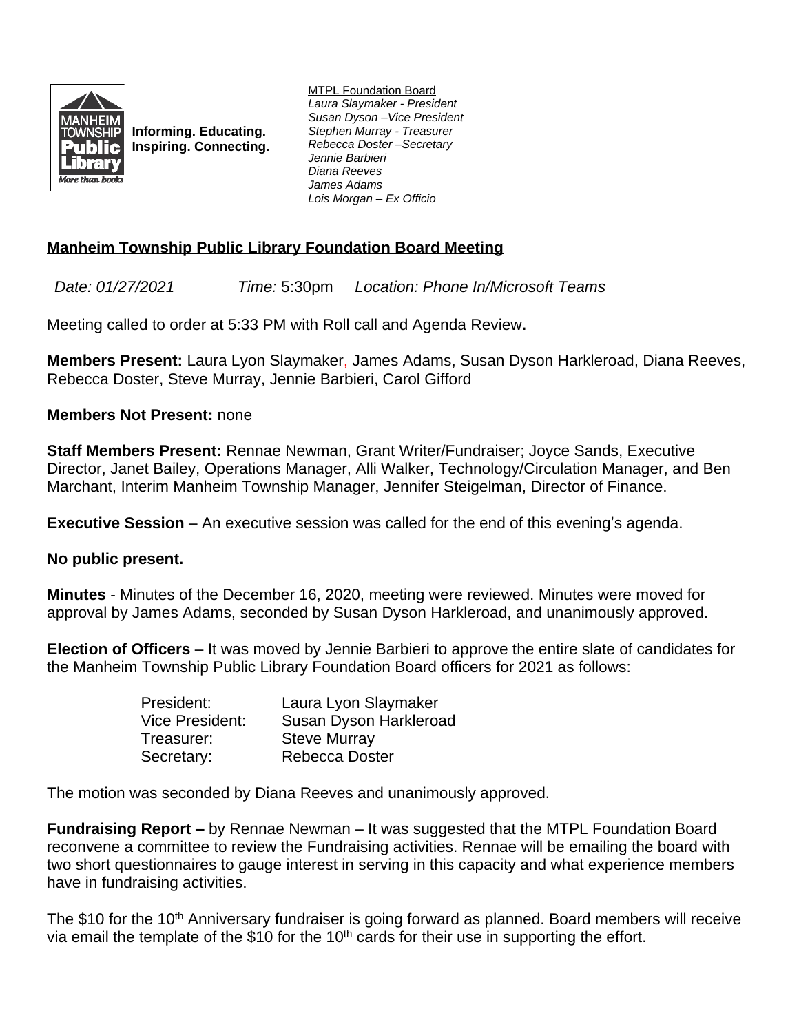Informing. Educating.
Inspiring. Connecting.

MTPL Foundation Board
*Laura Slaymaker - President*
*Susan Dyson –Vice President*
*Stephen Murray - Treasurer*
*Rebecca Doster –Secretary*
*Jennie Barbieri*
*Diana Reeves*
*James Adams*
*Lois Morgan – Ex Officio*

## Manheim Township Public Library Foundation Board Meeting

*Date: 01/27/2021* *Time:* 5:30pm *Location: Phone In/Microsoft Teams*

Meeting called to order at 5:33 PM with Roll call and Agenda Review**.**

**Members Present:** Laura Lyon Slaymaker, James Adams, Susan Dyson Harkleroad, Diana Reeves, Rebecca Doster, Steve Murray, Jennie Barbieri, Carol Gifford

**Members Not Present:** none

**Staff Members Present:** Rennae Newman, Grant Writer/Fundraiser; Joyce Sands, Executive Director, Janet Bailey, Operations Manager, Alli Walker, Technology/Circulation Manager, and Ben Marchant, Interim Manheim Township Manager, Jennifer Steigelman, Director of Finance.

**Executive Session** – An executive session was called for the end of this evening's agenda.

**No public present.**

**Minutes** - Minutes of the December 16, 2020, meeting were reviewed. Minutes were moved for approval by James Adams, seconded by Susan Dyson Harkleroad, and unanimously approved.

**Election of Officers** – It was moved by Jennie Barbieri to approve the entire slate of candidates for the Manheim Township Public Library Foundation Board officers for 2021 as follows:

| | |
|---|---|
| President: | Laura Lyon Slaymaker |
| Vice President: | Susan Dyson Harkleroad |
| Treasurer: | Steve Murray |
| Secretary: | Rebecca Doster |

The motion was seconded by Diana Reeves and unanimously approved.

**Fundraising Report –** by Rennae Newman – It was suggested that the MTPL Foundation Board reconvene a committee to review the Fundraising activities. Rennae will be emailing the board with two short questionnaires to gauge interest in serving in this capacity and what experience members have in fundraising activities.

The $10 for the 10th Anniversary fundraiser is going forward as planned. Board members will receive via email the template of the $10 for the 10th cards for their use in supporting the effort.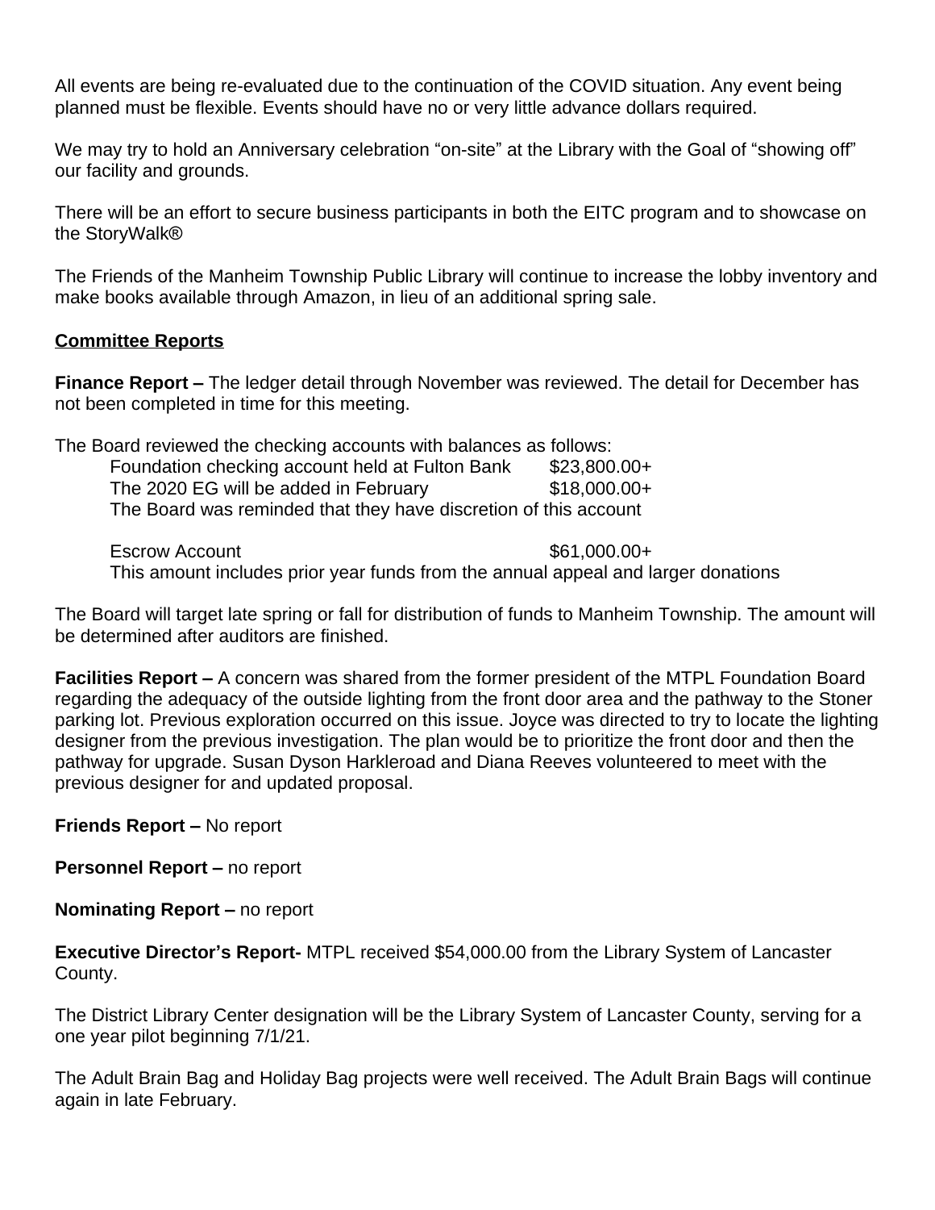All events are being re-evaluated due to the continuation of the COVID situation. Any event being planned must be flexible. Events should have no or very little advance dollars required.

We may try to hold an Anniversary celebration “on-site” at the Library with the Goal of “showing off” our facility and grounds.

There will be an effort to secure business participants in both the EITC program and to showcase on the StoryWalk®

The Friends of the Manheim Township Public Library will continue to increase the lobby inventory and make books available through Amazon, in lieu of an additional spring sale.

**Committee Reports**

**Finance Report –** The ledger detail through November was reviewed. The detail for December has not been completed in time for this meeting.

The Board reviewed the checking accounts with balances as follows:

Foundation checking account held at Fulton Bank $23,800.00+
The 2020 EG will be added in February $18,000.00+
The Board was reminded that they have discretion of this account

Escrow Account $61,000.00+
This amount includes prior year funds from the annual appeal and larger donations

The Board will target late spring or fall for distribution of funds to Manheim Township. The amount will be determined after auditors are finished.

**Facilities Report –** A concern was shared from the former president of the MTPL Foundation Board regarding the adequacy of the outside lighting from the front door area and the pathway to the Stoner parking lot. Previous exploration occurred on this issue. Joyce was directed to try to locate the lighting designer from the previous investigation. The plan would be to prioritize the front door and then the pathway for upgrade. Susan Dyson Harkleroad and Diana Reeves volunteered to meet with the previous designer for and updated proposal.

**Friends Report –** No report

**Personnel Report –** no report

**Nominating Report –** no report

**Executive Director’s Report-** MTPL received $54,000.00 from the Library System of Lancaster County.

The District Library Center designation will be the Library System of Lancaster County, serving for a one year pilot beginning 7/1/21.

The Adult Brain Bag and Holiday Bag projects were well received. The Adult Brain Bags will continue again in late February.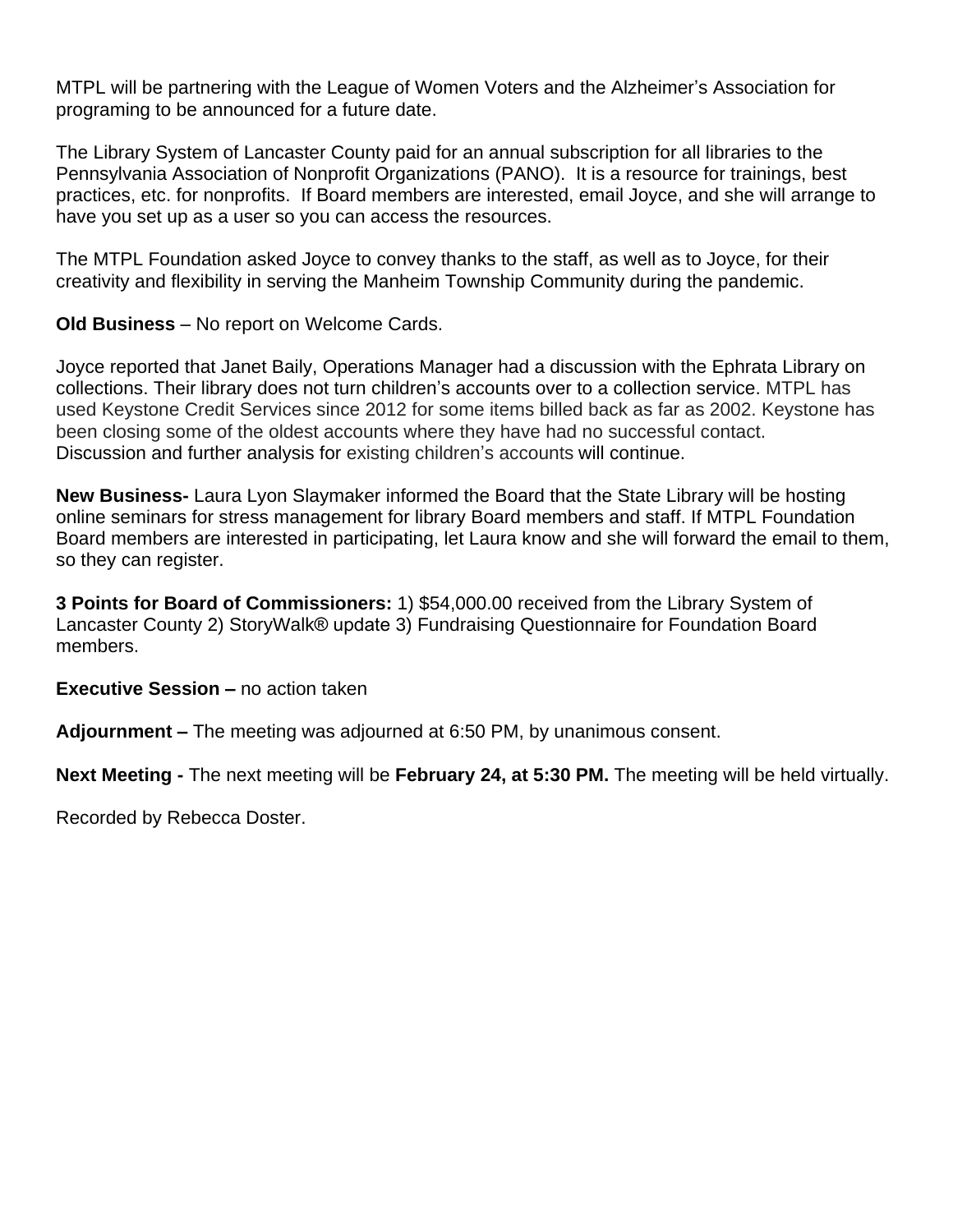MTPL will be partnering with the League of Women Voters and the Alzheimer's Association for programing to be announced for a future date.

The Library System of Lancaster County paid for an annual subscription for all libraries to the Pennsylvania Association of Nonprofit Organizations (PANO). It is a resource for trainings, best practices, etc. for nonprofits. If Board members are interested, email Joyce, and she will arrange to have you set up as a user so you can access the resources.

The MTPL Foundation asked Joyce to convey thanks to the staff, as well as to Joyce, for their creativity and flexibility in serving the Manheim Township Community during the pandemic.

**Old Business** – No report on Welcome Cards.

Joyce reported that Janet Baily, Operations Manager had a discussion with the Ephrata Library on collections. Their library does not turn children's accounts over to a collection service. MTPL has used Keystone Credit Services since 2012 for some items billed back as far as 2002. Keystone has been closing some of the oldest accounts where they have had no successful contact. Discussion and further analysis for existing children's accounts will continue.

**New Business-** Laura Lyon Slaymaker informed the Board that the State Library will be hosting online seminars for stress management for library Board members and staff. If MTPL Foundation Board members are interested in participating, let Laura know and she will forward the email to them, so they can register.

**3 Points for Board of Commissioners:** 1) $54,000.00 received from the Library System of Lancaster County 2) StoryWalk® update 3) Fundraising Questionnaire for Foundation Board members.

**Executive Session –** no action taken

**Adjournment –** The meeting was adjourned at 6:50 PM, by unanimous consent.

**Next Meeting -** The next meeting will be **February 24, at 5:30 PM.** The meeting will be held virtually.

Recorded by Rebecca Doster.